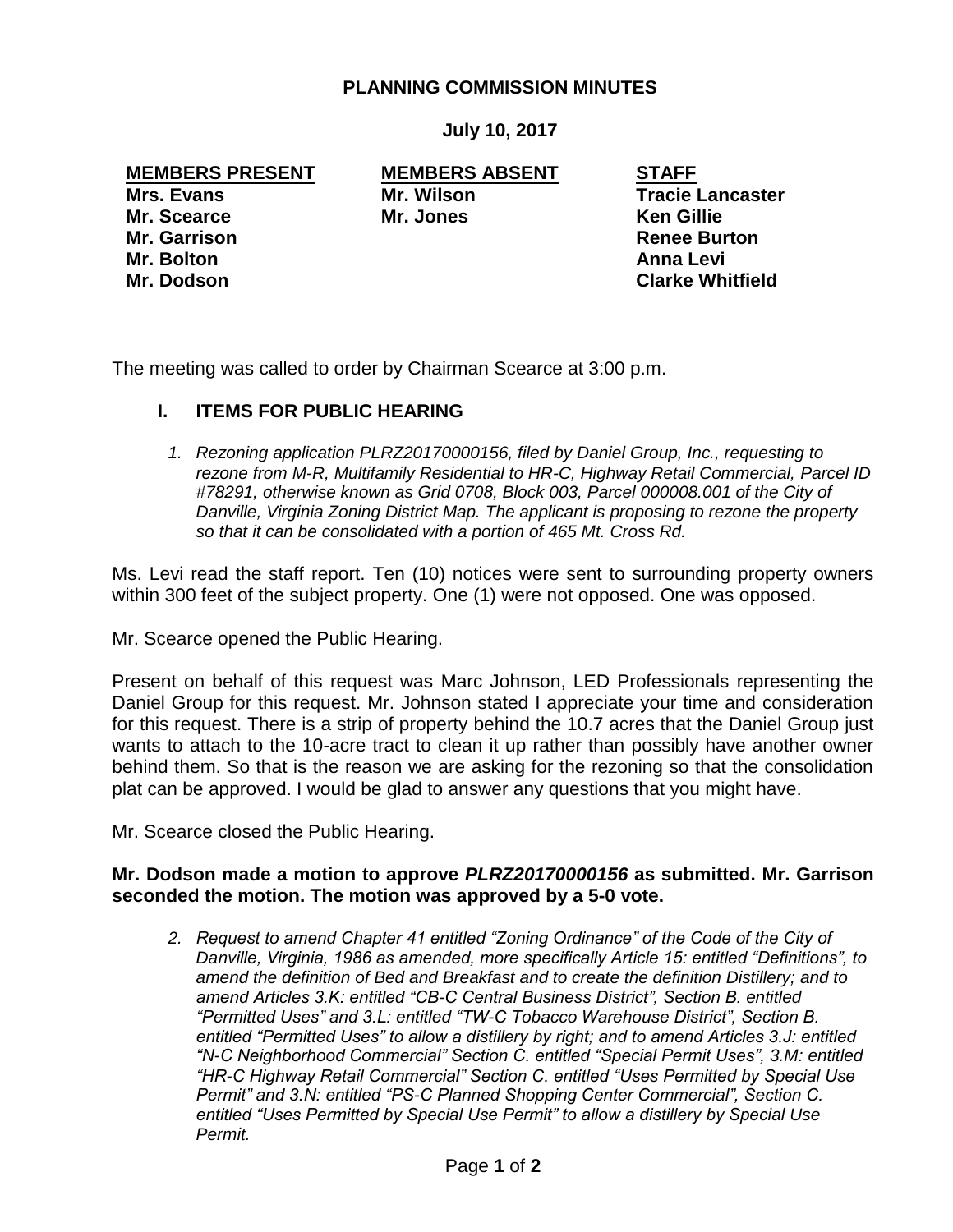# PLANNING COMMISSION MINUTES

**July 10, 2017**

| MEMBERS PRESENT | MEMBERS ABSENT | STAFF |
| --- | --- | --- |
| Mrs. Evans | Mr. Wilson | Tracie Lancaster |
| Mr. Scearce | Mr. Jones | Ken Gillie |
| Mr. Garrison | | Renee Burton |
| Mr. Bolton | | Anna Levi |
| Mr. Dodson | | Clarke Whitfield |

The meeting was called to order by Chairman Scearce at 3:00 p.m.

## I. ITEMS FOR PUBLIC HEARING

1. *Rezoning application PLRZ20170000156, filed by Daniel Group, Inc., requesting to rezone from M-R, Multifamily Residential to HR-C, Highway Retail Commercial, Parcel ID #78291, otherwise known as Grid 0708, Block 003, Parcel 000008.001 of the City of Danville, Virginia Zoning District Map. The applicant is proposing to rezone the property so that it can be consolidated with a portion of 465 Mt. Cross Rd.*

Ms. Levi read the staff report. Ten (10) notices were sent to surrounding property owners within 300 feet of the subject property. One (1) were not opposed. One was opposed.

Mr. Scearce opened the Public Hearing.

Present on behalf of this request was Marc Johnson, LED Professionals representing the Daniel Group for this request. Mr. Johnson stated I appreciate your time and consideration for this request. There is a strip of property behind the 10.7 acres that the Daniel Group just wants to attach to the 10-acre tract to clean it up rather than possibly have another owner behind them. So that is the reason we are asking for the rezoning so that the consolidation plat can be approved. I would be glad to answer any questions that you might have.

Mr. Scearce closed the Public Hearing.

**Mr. Dodson made a motion to approve *PLRZ20170000156* as submitted. Mr. Garrison seconded the motion. The motion was approved by a 5-0 vote.**

2. *Request to amend Chapter 41 entitled "Zoning Ordinance" of the Code of the City of Danville, Virginia, 1986 as amended, more specifically Article 15: entitled "Definitions", to amend the definition of Bed and Breakfast and to create the definition Distillery; and to amend Articles 3.K: entitled "CB-C Central Business District", Section B. entitled "Permitted Uses" and 3.L: entitled "TW-C Tobacco Warehouse District", Section B. entitled "Permitted Uses" to allow a distillery by right; and to amend Articles 3.J: entitled "N-C Neighborhood Commercial" Section C. entitled "Special Permit Uses", 3.M: entitled "HR-C Highway Retail Commercial" Section C. entitled "Uses Permitted by Special Use Permit" and 3.N: entitled "PS-C Planned Shopping Center Commercial", Section C. entitled "Uses Permitted by Special Use Permit" to allow a distillery by Special Use Permit.*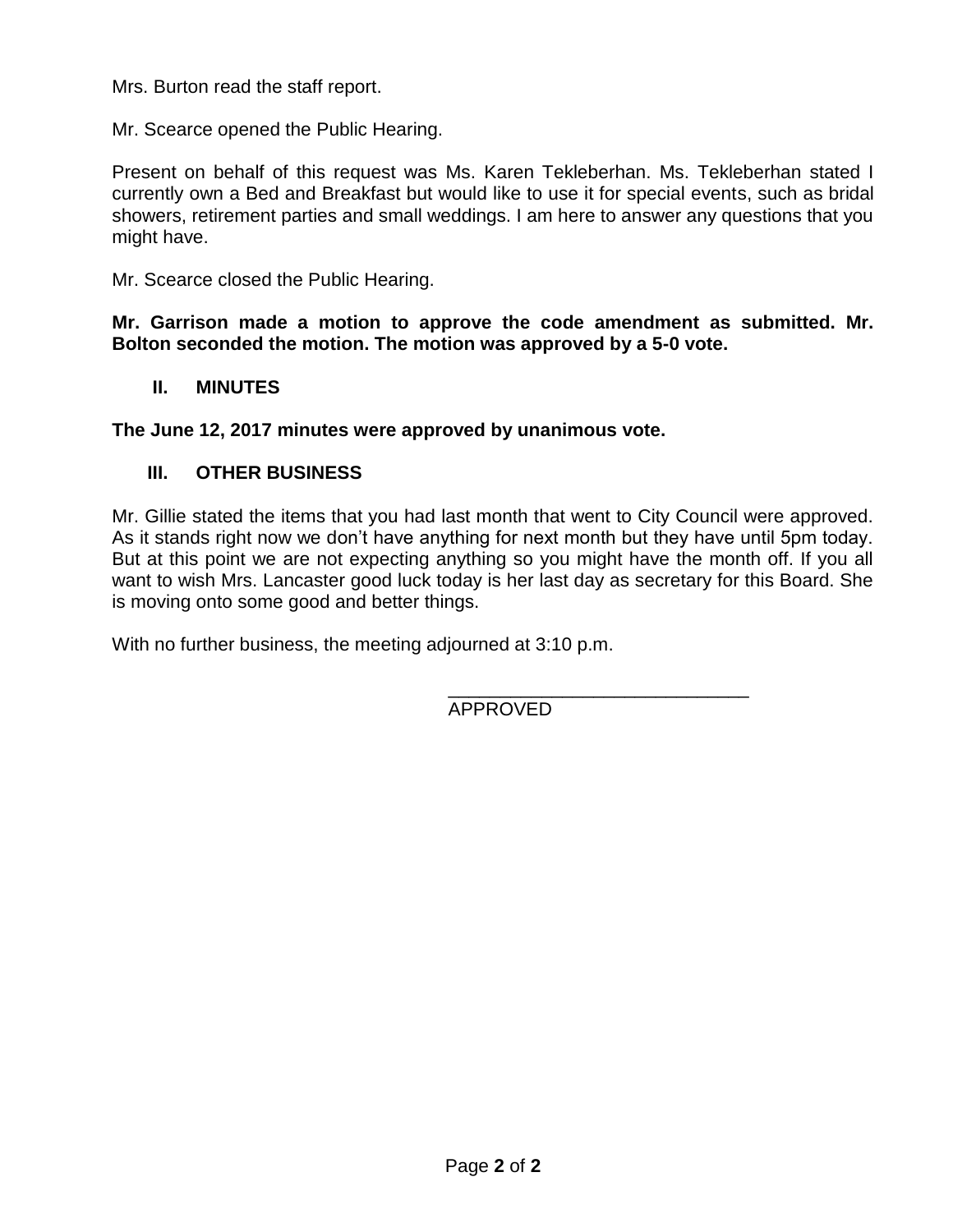Mrs. Burton read the staff report.

Mr. Scearce opened the Public Hearing.

Present on behalf of this request was Ms. Karen Tekleberhan. Ms. Tekleberhan stated I currently own a Bed and Breakfast but would like to use it for special events, such as bridal showers, retirement parties and small weddings. I am here to answer any questions that you might have.

Mr. Scearce closed the Public Hearing.

**Mr. Garrison made a motion to approve the code amendment as submitted. Mr. Bolton seconded the motion. The motion was approved by a 5-0 vote.**

## II. MINUTES

**The June 12, 2017 minutes were approved by unanimous vote.**

## III. OTHER BUSINESS

Mr. Gillie stated the items that you had last month that went to City Council were approved. As it stands right now we don't have anything for next month but they have until 5pm today. But at this point we are not expecting anything so you might have the month off. If you all want to wish Mrs. Lancaster good luck today is her last day as secretary for this Board. She is moving onto some good and better things.

With no further business, the meeting adjourned at 3:10 p.m.

\_\_\_\_\_\_\_\_\_\_\_\_\_\_\_\_\_\_\_\_\_\_\_\_\_\_\_\_\_\_

APPROVED